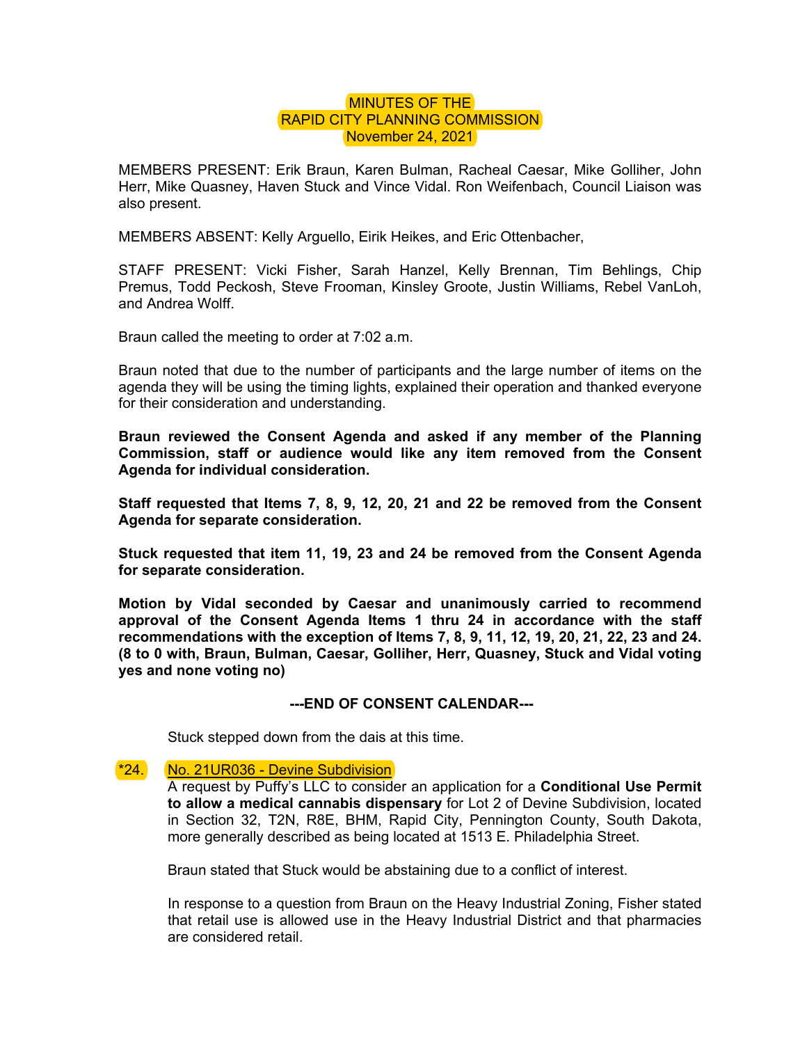# MINUTES OF THE
# RAPID CITY PLANNING COMMISSION
# November 24, 2021

MEMBERS PRESENT: Erik Braun, Karen Bulman, Racheal Caesar, Mike Golliher, John Herr, Mike Quasney, Haven Stuck and Vince Vidal. Ron Weifenbach, Council Liaison was also present.

MEMBERS ABSENT: Kelly Arguello, Eirik Heikes, and Eric Ottenbacher,

STAFF PRESENT: Vicki Fisher, Sarah Hanzel, Kelly Brennan, Tim Behlings, Chip Premus, Todd Peckosh, Steve Frooman, Kinsley Groote, Justin Williams, Rebel VanLoh, and Andrea Wolff.

Braun called the meeting to order at 7:02 a.m.

Braun noted that due to the number of participants and the large number of items on the agenda they will be using the timing lights, explained their operation and thanked everyone for their consideration and understanding.

**Braun reviewed the Consent Agenda and asked if any member of the Planning Commission, staff or audience would like any item removed from the Consent Agenda for individual consideration.**

**Staff requested that Items 7, 8, 9, 12, 20, 21 and 22 be removed from the Consent Agenda for separate consideration.**

**Stuck requested that item 11, 19, 23 and 24 be removed from the Consent Agenda for separate consideration.**

**Motion by Vidal seconded by Caesar and unanimously carried to recommend approval of the Consent Agenda Items 1 thru 24 in accordance with the staff recommendations with the exception of Items 7, 8, 9, 11, 12, 19, 20, 21, 22, 23 and 24. (8 to 0 with, Braun, Bulman, Caesar, Golliher, Herr, Quasney, Stuck and Vidal voting yes and none voting no)**

**---END OF CONSENT CALENDAR---**

Stuck stepped down from the dais at this time.

*24. No. 21UR036 - Devine Subdivision

A request by Puffy's LLC to consider an application for a **Conditional Use Permit to allow a medical cannabis dispensary** for Lot 2 of Devine Subdivision, located in Section 32, T2N, R8E, BHM, Rapid City, Pennington County, South Dakota, more generally described as being located at 1513 E. Philadelphia Street.

Braun stated that Stuck would be abstaining due to a conflict of interest.

In response to a question from Braun on the Heavy Industrial Zoning, Fisher stated that retail use is allowed use in the Heavy Industrial District and that pharmacies are considered retail.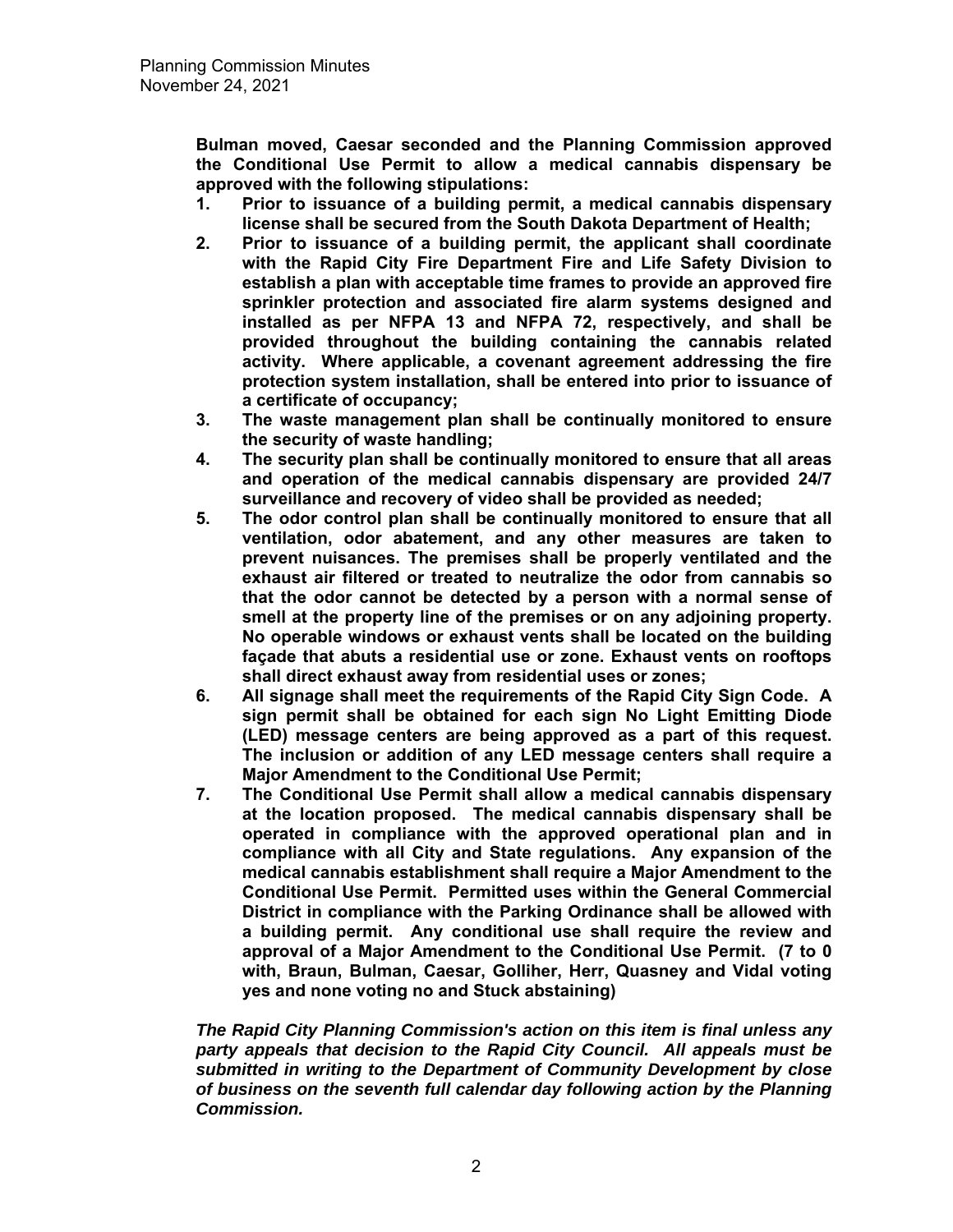**Bulman moved, Caesar seconded and the Planning Commission approved the Conditional Use Permit to allow a medical cannabis dispensary be approved with the following stipulations:**

1. **Prior to issuance of a building permit, a medical cannabis dispensary license shall be secured from the South Dakota Department of Health;**
2. **Prior to issuance of a building permit, the applicant shall coordinate with the Rapid City Fire Department Fire and Life Safety Division to establish a plan with acceptable time frames to provide an approved fire sprinkler protection and associated fire alarm systems designed and installed as per NFPA 13 and NFPA 72, respectively, and shall be provided throughout the building containing the cannabis related activity. Where applicable, a covenant agreement addressing the fire protection system installation, shall be entered into prior to issuance of a certificate of occupancy;**
3. **The waste management plan shall be continually monitored to ensure the security of waste handling;**
4. **The security plan shall be continually monitored to ensure that all areas and operation of the medical cannabis dispensary are provided 24/7 surveillance and recovery of video shall be provided as needed;**
5. **The odor control plan shall be continually monitored to ensure that all ventilation, odor abatement, and any other measures are taken to prevent nuisances. The premises shall be properly ventilated and the exhaust air filtered or treated to neutralize the odor from cannabis so that the odor cannot be detected by a person with a normal sense of smell at the property line of the premises or on any adjoining property. No operable windows or exhaust vents shall be located on the building façade that abuts a residential use or zone. Exhaust vents on rooftops shall direct exhaust away from residential uses or zones;**
6. **All signage shall meet the requirements of the Rapid City Sign Code. A sign permit shall be obtained for each sign No Light Emitting Diode (LED) message centers are being approved as a part of this request. The inclusion or addition of any LED message centers shall require a Major Amendment to the Conditional Use Permit;**
7. **The Conditional Use Permit shall allow a medical cannabis dispensary at the location proposed. The medical cannabis dispensary shall be operated in compliance with the approved operational plan and in compliance with all City and State regulations. Any expansion of the medical cannabis establishment shall require a Major Amendment to the Conditional Use Permit. Permitted uses within the General Commercial District in compliance with the Parking Ordinance shall be allowed with a building permit. Any conditional use shall require the review and approval of a Major Amendment to the Conditional Use Permit. (7 to 0 with, Braun, Bulman, Caesar, Golliher, Herr, Quasney and Vidal voting yes and none voting no and Stuck abstaining)**

***The Rapid City Planning Commission's action on this item is final unless any party appeals that decision to the Rapid City Council. All appeals must be submitted in writing to the Department of Community Development by close of business on the seventh full calendar day following action by the Planning Commission.***